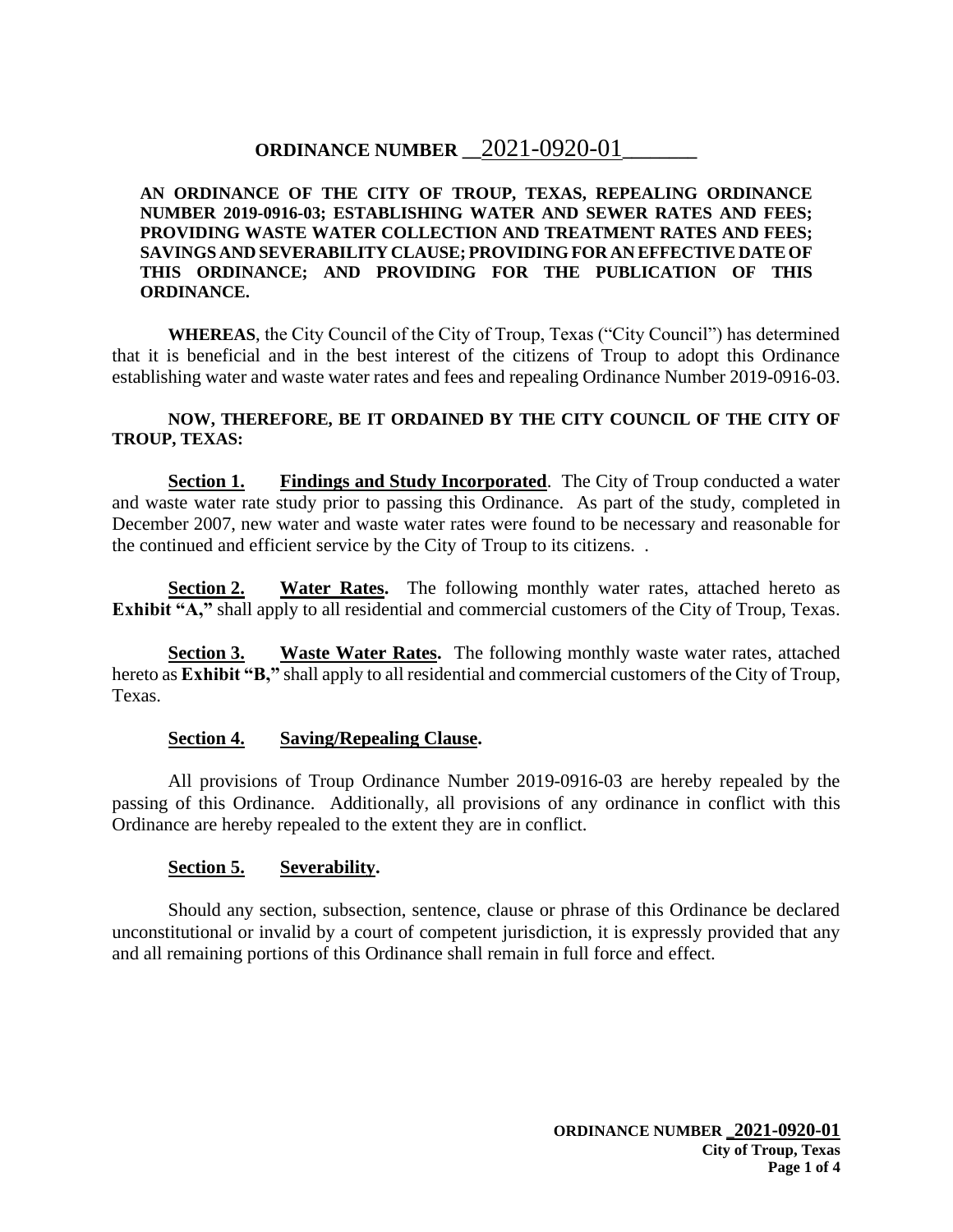# ORDINANCE NUMBER \_\_2021-0920-01\_\_\_\_\_\_\_

**AN ORDINANCE OF THE CITY OF TROUP, TEXAS, REPEALING ORDINANCE NUMBER 2019-0916-03; ESTABLISHING WATER AND SEWER RATES AND FEES; PROVIDING WASTE WATER COLLECTION AND TREATMENT RATES AND FEES; SAVINGS AND SEVERABILITY CLAUSE; PROVIDING FOR AN EFFECTIVE DATE OF THIS ORDINANCE; AND PROVIDING FOR THE PUBLICATION OF THIS ORDINANCE.**

**WHEREAS**, the City Council of the City of Troup, Texas ("City Council") has determined that it is beneficial and in the best interest of the citizens of Troup to adopt this Ordinance establishing water and waste water rates and fees and repealing Ordinance Number 2019-0916-03.

**NOW, THEREFORE, BE IT ORDAINED BY THE CITY COUNCIL OF THE CITY OF TROUP, TEXAS:**

**Section 1. Findings and Study Incorporated**. The City of Troup conducted a water and waste water rate study prior to passing this Ordinance. As part of the study, completed in December 2007, new water and waste water rates were found to be necessary and reasonable for the continued and efficient service by the City of Troup to its citizens. .

**Section 2. Water Rates.** The following monthly water rates, attached hereto as **Exhibit "A,"** shall apply to all residential and commercial customers of the City of Troup, Texas.

**Section 3. Waste Water Rates.** The following monthly waste water rates, attached hereto as **Exhibit "B,"** shall apply to all residential and commercial customers of the City of Troup, Texas.

**Section 4. Saving/Repealing Clause.**

All provisions of Troup Ordinance Number 2019-0916-03 are hereby repealed by the passing of this Ordinance. Additionally, all provisions of any ordinance in conflict with this Ordinance are hereby repealed to the extent they are in conflict.

**Section 5. Severability.**

Should any section, subsection, sentence, clause or phrase of this Ordinance be declared unconstitutional or invalid by a court of competent jurisdiction, it is expressly provided that any and all remaining portions of this Ordinance shall remain in full force and effect.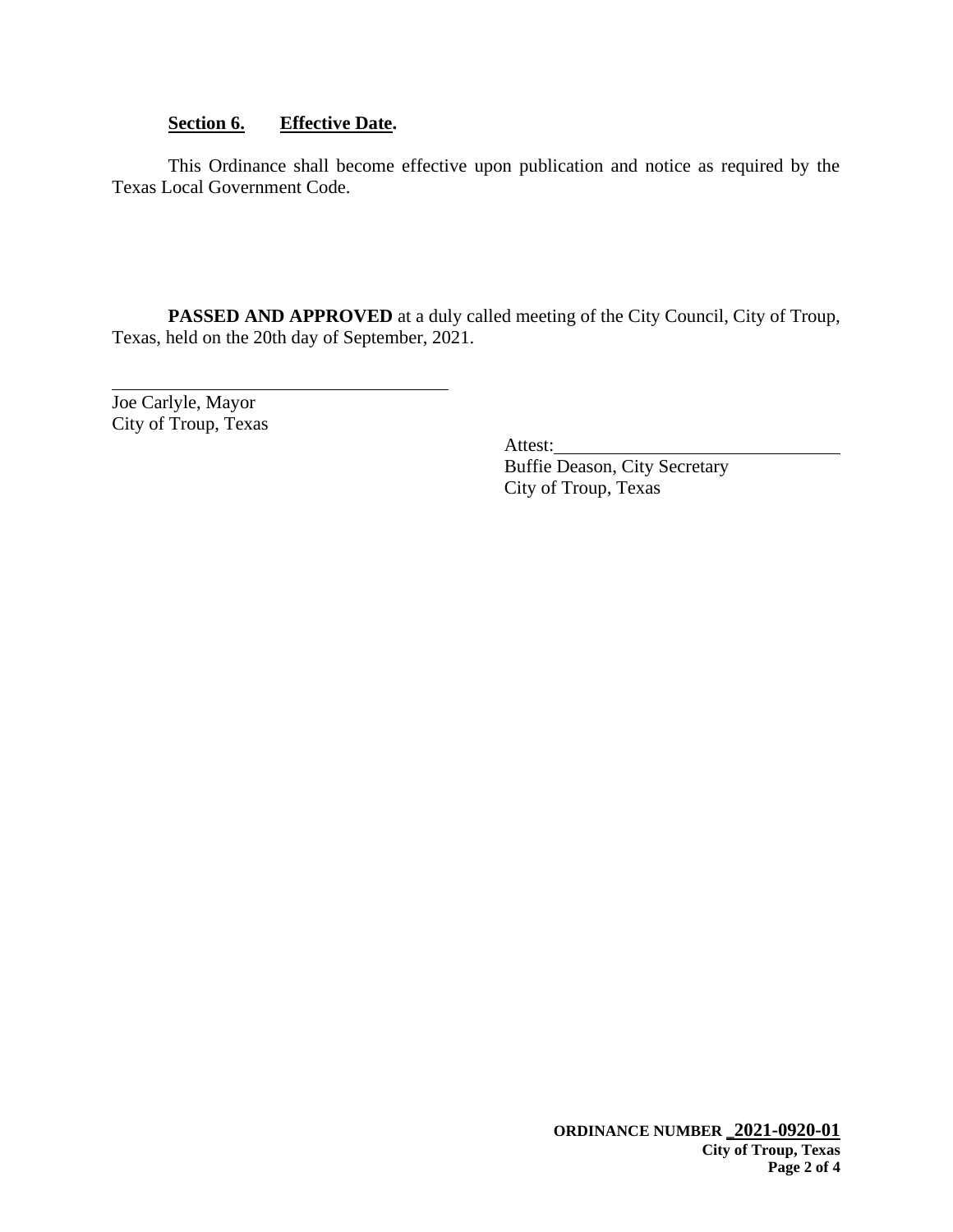**Section 6. Effective Date.**

This Ordinance shall become effective upon publication and notice as required by the Texas Local Government Code.

**PASSED AND APPROVED** at a duly called meeting of the City Council, City of Troup, Texas, held on the 20th day of September, 2021.

\_\_\_\_\_\_\_\_\_\_\_\_\_\_\_\_\_\_\_\_\_\_\_\_\_\_\_\_\_\_\_\_\_\_\_\_\_\_

Joe Carlyle, Mayor
City of Troup, Texas

Attest:\_\_\_\_\_\_\_\_\_\_\_\_\_\_\_\_\_\_\_\_\_\_\_\_\_\_\_\_\_\_\_\_\_\_
Buffie Deason, City Secretary
City of Troup, Texas

**ORDINANCE NUMBER 2021-0920-01**
**City of Troup, Texas**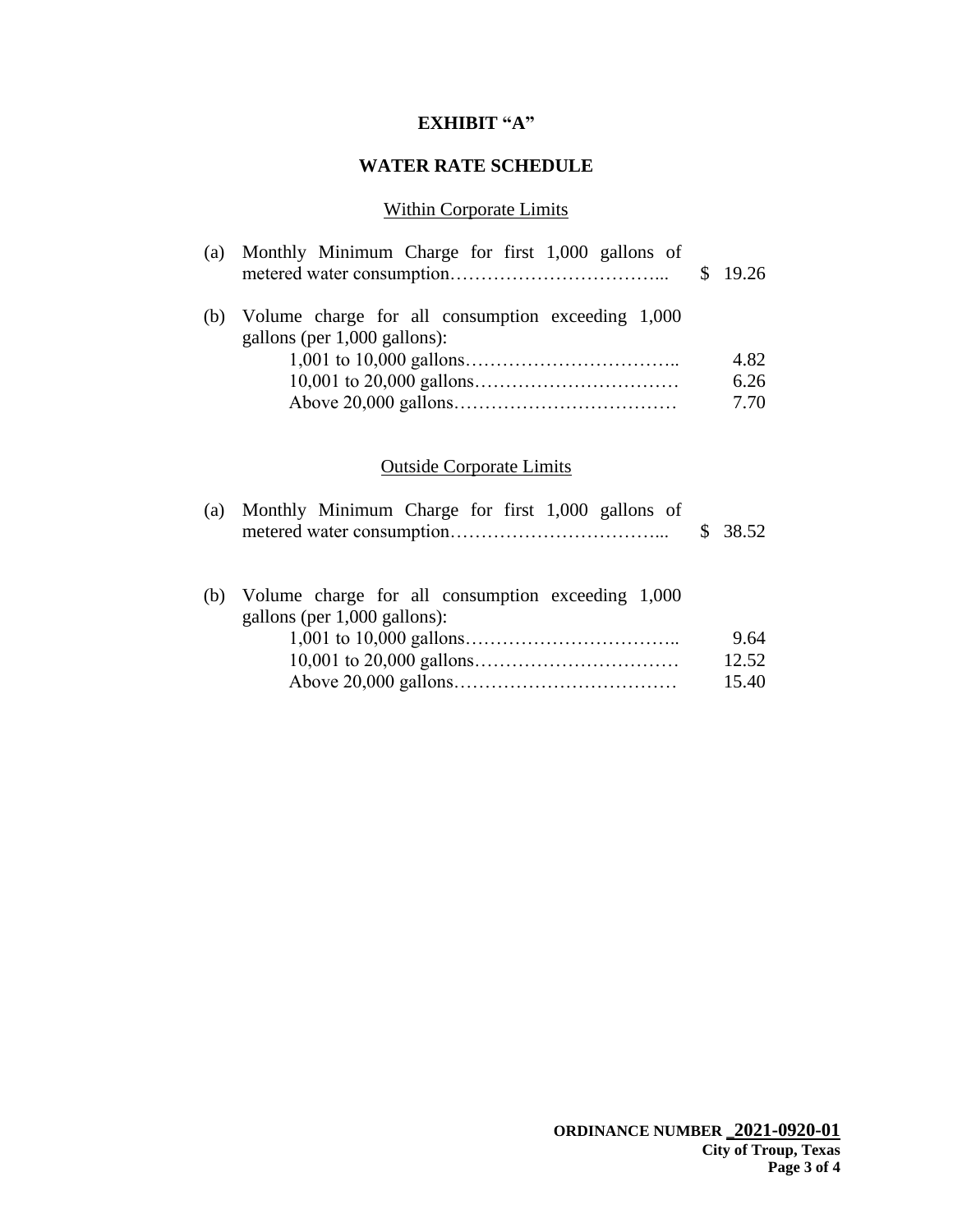# EXHIBIT "A"

## WATER RATE SCHEDULE

### Within Corporate Limits

(a) Monthly Minimum Charge for first 1,000 gallons of metered water consumption……………………………... $ 19.26

(b) Volume charge for all consumption exceeding 1,000 gallons (per 1,000 gallons):

| | |
|---|---|
| 1,001 to 10,000 gallons…………………………….. | 4.82 |
| 10,001 to 20,000 gallons…………………………… | 6.26 |
| Above 20,000 gallons……………………………… | 7.70 |

### Outside Corporate Limits

(a) Monthly Minimum Charge for first 1,000 gallons of metered water consumption……………………………... $ 38.52

(b) Volume charge for all consumption exceeding 1,000 gallons (per 1,000 gallons):

| | |
|---|---|
| 1,001 to 10,000 gallons…………………………….. | 9.64 |
| 10,001 to 20,000 gallons…………………………… | 12.52 |
| Above 20,000 gallons……………………………… | 15.40 |

**ORDINANCE NUMBER 2021-0920-01**
**City of Troup, Texas**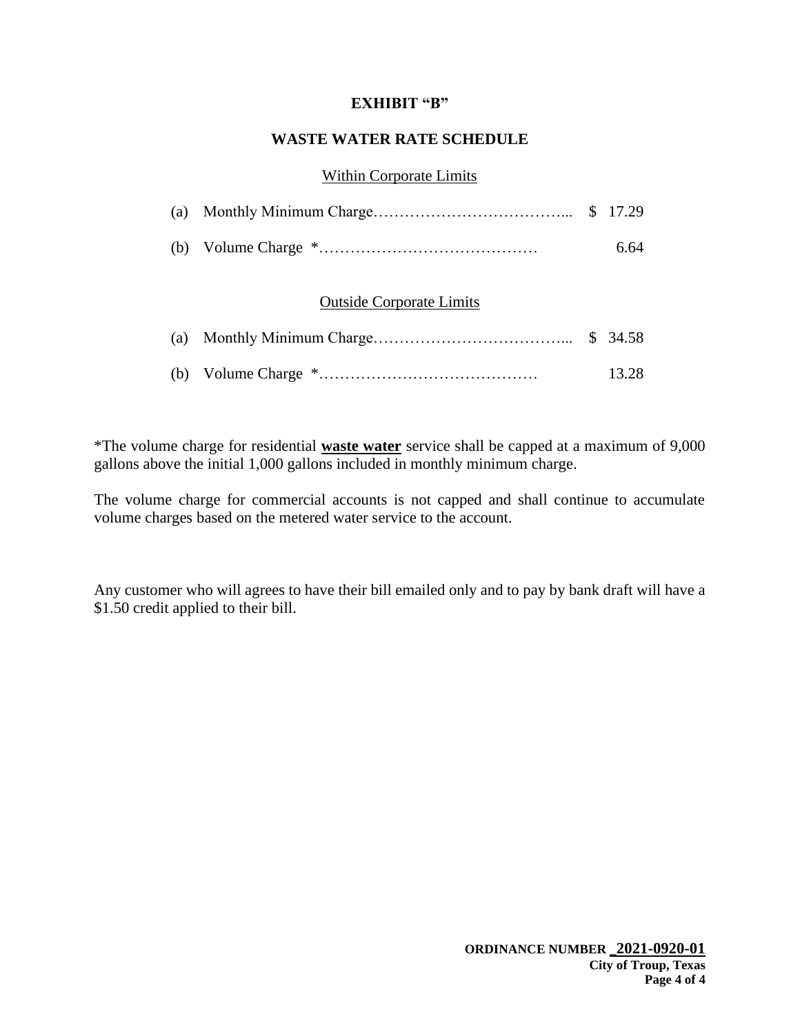**EXHIBIT "B"**

**WASTE WATER RATE SCHEDULE**

Within Corporate Limits

| | | |
|---|---|---|
| (a) | Monthly Minimum Charge……………………………….. | $ 17.29 |
| (b) | Volume Charge *…………………………………… | 6.64 |

Outside Corporate Limits

| | | |
|---|---|---|
| (a) | Monthly Minimum Charge……………………………….. | $ 34.58 |
| (b) | Volume Charge *…………………………………… | 13.28 |

*The volume charge for residential **waste water** service shall be capped at a maximum of 9,000 gallons above the initial 1,000 gallons included in monthly minimum charge.

The volume charge for commercial accounts is not capped and shall continue to accumulate volume charges based on the metered water service to the account.

Any customer who will agrees to have their bill emailed only and to pay by bank draft will have a $1.50 credit applied to their bill.

**ORDINANCE NUMBER 2021-0920-01**
**City of Troup, Texas**